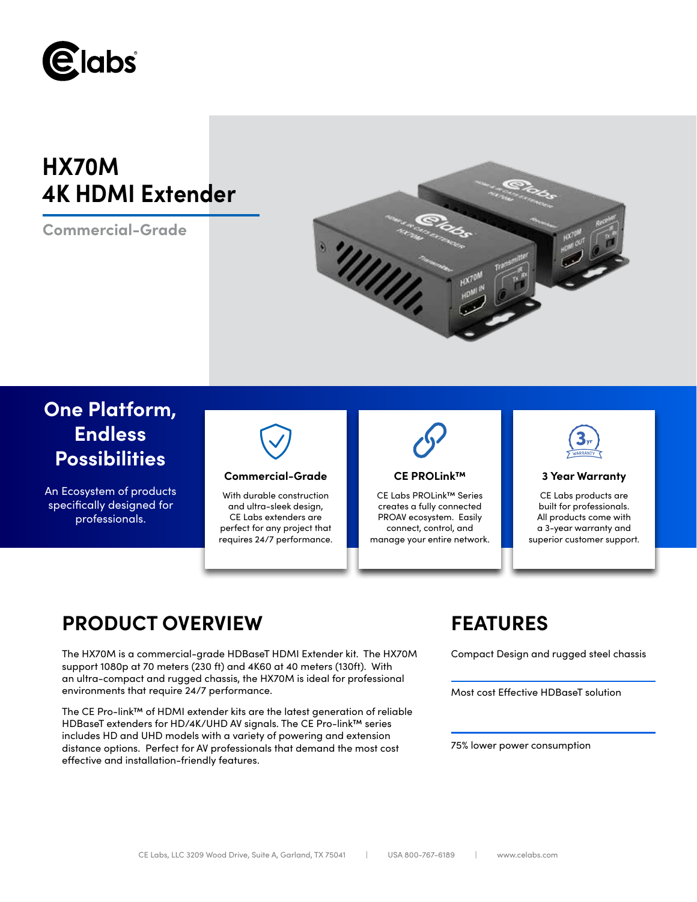# HX70M
# 4K HDMI Extender

**Commercial-Grade**

## One Platform, Endless Possibilities

An Ecosystem of products specifically designed for professionals.

### Commercial-Grade

With durable construction and ultra-sleek design, CE Labs extenders are perfect for any project that requires 24/7 performance.

### CE PROLink™

CE Labs PROLink™ Series creates a fully connected PROAV ecosystem. Easily connect, control, and manage your entire network.

### 3 Year Warranty

CE Labs products are built for professionals. All products come with a 3-year warranty and superior customer support.

## PRODUCT OVERVIEW

The HX70M is a commercial-grade HDBaseT HDMI Extender kit. The HX70M support 1080p at 70 meters (230 ft) and 4K60 at 40 meters (130ft). With an ultra-compact and rugged chassis, the HX70M is ideal for professional environments that require 24/7 performance.

The CE Pro-link™ of HDMI extender kits are the latest generation of reliable HDBaseT extenders for HD/4K/UHD AV signals. The CE Pro-link™ series includes HD and UHD models with a variety of powering and extension distance options. Perfect for AV professionals that demand the most cost effective and installation-friendly features.

## FEATURES

Compact Design and rugged steel chassis

Most cost Effective HDBaseT solution

75% lower power consumption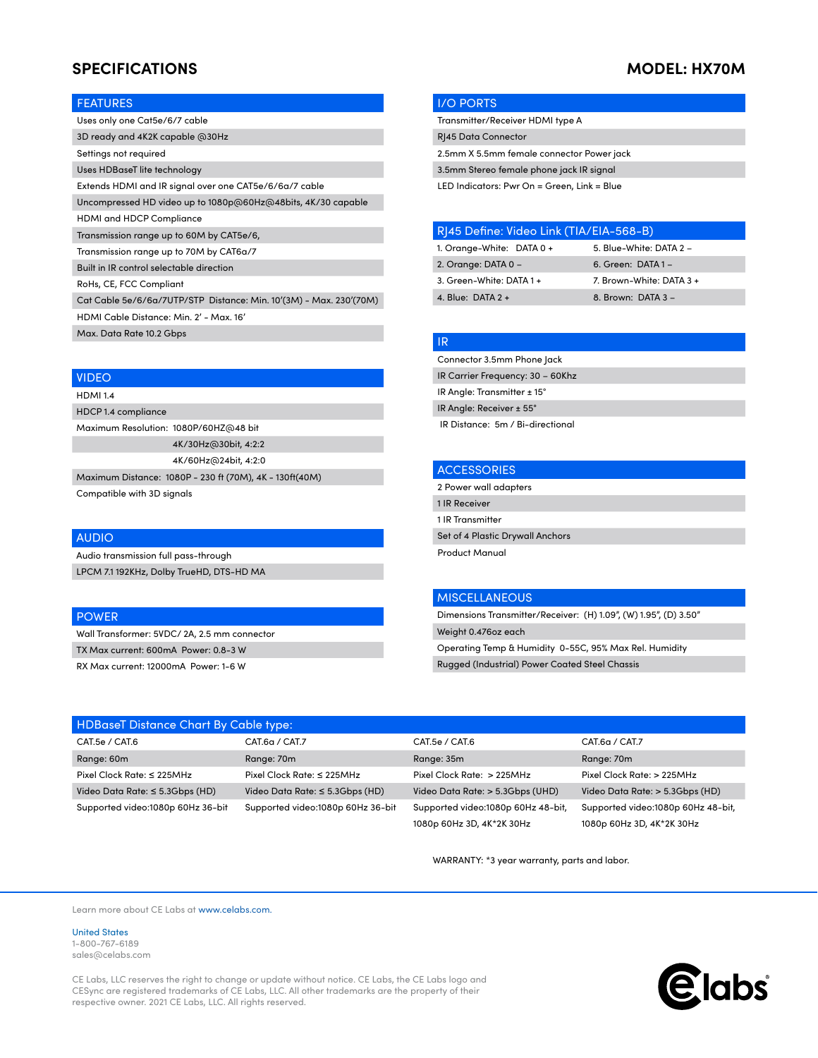## SPECIFICATIONS

## MODEL: HX70M

### FEATURES

- Uses only one Cat5e/6/7 cable
- 3D ready and 4K2K capable @30Hz
- Settings not required
- Uses HDBaseT lite technology
- Extends HDMI and IR signal over one CAT5e/6/6a/7 cable
- Uncompressed HD video up to 1080p@60Hz@48bits, 4K/30 capable
- HDMI and HDCP Compliance
- Transmission range up to 60M by CAT5e/6,
- Transmission range up to 70M by CAT6a/7
- Built in IR control selectable direction
- RoHs, CE, FCC Compliant
- Cat Cable 5e/6/6a/7UTP/STP Distance: Min. 10'(3M) - Max. 230'(70M)
- HDMI Cable Distance: Min. 2' - Max. 16'
- Max. Data Rate 10.2 Gbps

### VIDEO

- HDMI 1.4
- HDCP 1.4 compliance
- Maximum Resolution: 1080P/60HZ@48 bit
  - 4K/30Hz@30bit, 4:2:2
  - 4K/60Hz@24bit, 4:2:0
- Maximum Distance: 1080P - 230 ft (70M), 4K - 130ft(40M)
- Compatible with 3D signals

### AUDIO

- Audio transmission full pass-through
- LPCM 7.1 192KHz, Dolby TrueHD, DTS-HD MA

### POWER

- Wall Transformer: 5VDC/ 2A, 2.5 mm connector
- TX Max current: 600mA Power: 0.8-3 W
- RX Max current: 12000mA Power: 1-6 W

### I/O PORTS

- Transmitter/Receiver HDMI type A
- RJ45 Data Connector
- 2.5mm X 5.5mm female connector Power jack
- 3.5mm Stereo female phone jack IR signal
- LED Indicators: Pwr On = Green, Link = Blue

### RJ45 Define: Video Link (TIA/EIA-568-B)

| | |
|---|---|
| 1. Orange-White: DATA 0 + | 5. Blue-White: DATA 2 – |
| 2. Orange: DATA 0 – | 6. Green: DATA 1 – |
| 3. Green-White: DATA 1 + | 7. Brown-White: DATA 3 + |
| 4. Blue: DATA 2 + | 8. Brown: DATA 3 – |

### IR

- Connector 3.5mm Phone Jack
- IR Carrier Frequency: 30 – 60Khz
- IR Angle: Transmitter ± 15°
- IR Angle: Receiver ± 55°
- IR Distance: 5m / Bi-directional

### ACCESSORIES

- 2 Power wall adapters
- 1 IR Receiver
- 1 IR Transmitter
- Set of 4 Plastic Drywall Anchors
- Product Manual

### MISCELLANEOUS

- Dimensions Transmitter/Receiver: (H) 1.09", (W) 1.95", (D) 3.50"
- Weight 0.476oz each
- Operating Temp & Humidity 0-55C, 95% Max Rel. Humidity
- Rugged (Industrial) Power Coated Steel Chassis

### HDBaseT Distance Chart By Cable type:

| CAT.5e / CAT.6 | CAT.6a / CAT.7 | CAT.5e / CAT.6 | CAT.6a / CAT.7 |
|---|---|---|---|
| Range: 60m | Range: 70m | Range: 35m | Range: 70m |
| Pixel Clock Rate: ≤ 225MHz | Pixel Clock Rate: ≤ 225MHz | Pixel Clock Rate: > 225MHz | Pixel Clock Rate: > 225MHz |
| Video Data Rate: ≤ 5.3Gbps (HD) | Video Data Rate: ≤ 5.3Gbps (HD) | Video Data Rate: > 5.3Gbps (UHD) | Video Data Rate: > 5.3Gbps (HD) |
| Supported video:1080p 60Hz 36-bit | Supported video:1080p 60Hz 36-bit | Supported video:1080p 60Hz 48-bit, 1080p 60Hz 3D, 4K*2K 30Hz | Supported video:1080p 60Hz 48-bit, 1080p 60Hz 3D, 4K*2K 30Hz |

WARRANTY: *3 year warranty, parts and labor.

Learn more about CE Labs at www.celabs.com.

United States
1-800-767-6189
sales@celabs.com

CE Labs, LLC reserves the right to change or update without notice. CE Labs, the CE Labs logo and CESync are registered trademarks of CE Labs, LLC. All other trademarks are the property of their respective owner. 2021 CE Labs, LLC. All rights reserved.